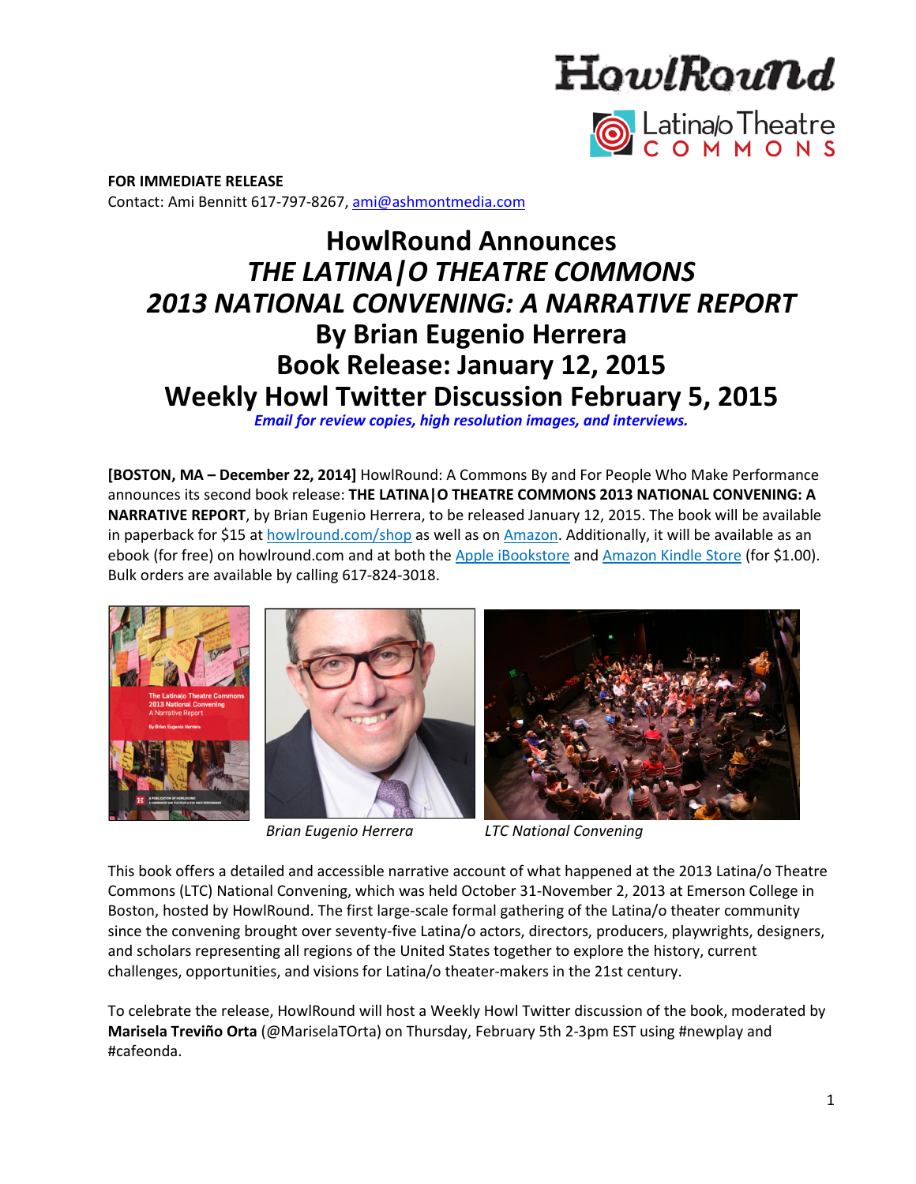**FOR IMMEDIATE RELEASE**
Contact: Ami Bennitt 617-797-8267, ami@ashmontmedia.com

# HowlRound Announces *THE LATINA|O THEATRE COMMONS 2013 NATIONAL CONVENING: A NARRATIVE REPORT* By Brian Eugenio Herrera Book Release: January 12, 2015 Weekly Howl Twitter Discussion February 5, 2015

***Email for review copies, high resolution images, and interviews.***

**[BOSTON, MA – December 22, 2014]** HowlRound: A Commons By and For People Who Make Performance announces its second book release: **THE LATINA|O THEATRE COMMONS 2013 NATIONAL CONVENING: A NARRATIVE REPORT**, by Brian Eugenio Herrera, to be released January 12, 2015. The book will be available in paperback for $15 at howlround.com/shop as well as on Amazon. Additionally, it will be available as an ebook (for free) on howlround.com and at both the Apple iBookstore and Amazon Kindle Store (for $1.00). Bulk orders are available by calling 617-824-3018.

*Brian Eugenio Herrera*

*LTC National Convening*

This book offers a detailed and accessible narrative account of what happened at the 2013 Latina/o Theatre Commons (LTC) National Convening, which was held October 31-November 2, 2013 at Emerson College in Boston, hosted by HowlRound. The first large-scale formal gathering of the Latina/o theater community since the convening brought over seventy-five Latina/o actors, directors, producers, playwrights, designers, and scholars representing all regions of the United States together to explore the history, current challenges, opportunities, and visions for Latina/o theater-makers in the 21st century.

To celebrate the release, HowlRound will host a Weekly Howl Twitter discussion of the book, moderated by **Marisela Treviño Orta** (@MariselaTOrta) on Thursday, February 5th 2-3pm EST using #newplay and #cafeonda.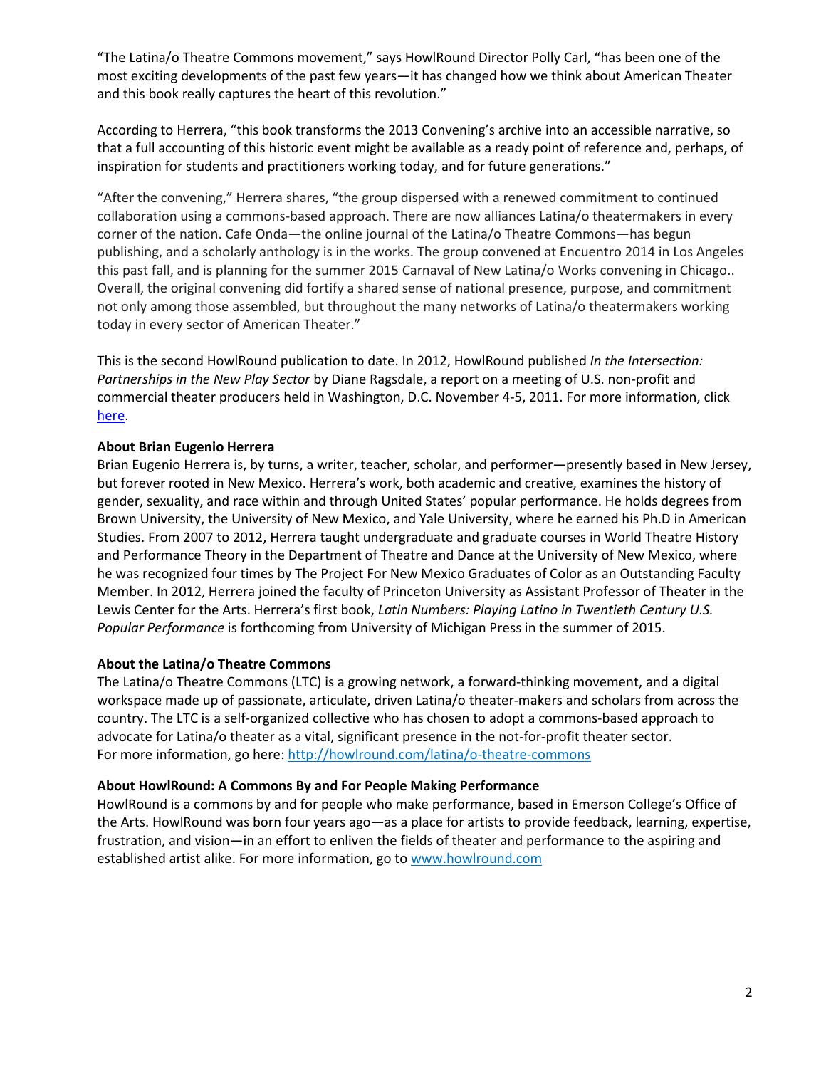"The Latina/o Theatre Commons movement," says HowlRound Director Polly Carl, "has been one of the most exciting developments of the past few years—it has changed how we think about American Theater and this book really captures the heart of this revolution."

According to Herrera, "this book transforms the 2013 Convening's archive into an accessible narrative, so that a full accounting of this historic event might be available as a ready point of reference and, perhaps, of inspiration for students and practitioners working today, and for future generations."

"After the convening," Herrera shares, "the group dispersed with a renewed commitment to continued collaboration using a commons-based approach. There are now alliances Latina/o theatermakers in every corner of the nation. Cafe Onda—the online journal of the Latina/o Theatre Commons—has begun publishing, and a scholarly anthology is in the works. The group convened at Encuentro 2014 in Los Angeles this past fall, and is planning for the summer 2015 Carnaval of New Latina/o Works convening in Chicago.. Overall, the original convening did fortify a shared sense of national presence, purpose, and commitment not only among those assembled, but throughout the many networks of Latina/o theatermakers working today in every sector of American Theater."

This is the second HowlRound publication to date. In 2012, HowlRound published *In the Intersection: Partnerships in the New Play Sector* by Diane Ragsdale, a report on a meeting of U.S. non-profit and commercial theater producers held in Washington, D.C. November 4-5, 2011. For more information, click [here](#).

**About Brian Eugenio Herrera**
Brian Eugenio Herrera is, by turns, a writer, teacher, scholar, and performer—presently based in New Jersey, but forever rooted in New Mexico. Herrera's work, both academic and creative, examines the history of gender, sexuality, and race within and through United States' popular performance. He holds degrees from Brown University, the University of New Mexico, and Yale University, where he earned his Ph.D in American Studies. From 2007 to 2012, Herrera taught undergraduate and graduate courses in World Theatre History and Performance Theory in the Department of Theatre and Dance at the University of New Mexico, where he was recognized four times by The Project For New Mexico Graduates of Color as an Outstanding Faculty Member. In 2012, Herrera joined the faculty of Princeton University as Assistant Professor of Theater in the Lewis Center for the Arts. Herrera's first book, *Latin Numbers: Playing Latino in Twentieth Century U.S. Popular Performance* is forthcoming from University of Michigan Press in the summer of 2015.

**About the Latina/o Theatre Commons**
The Latina/o Theatre Commons (LTC) is a growing network, a forward-thinking movement, and a digital workspace made up of passionate, articulate, driven Latina/o theater-makers and scholars from across the country. The LTC is a self-organized collective who has chosen to adopt a commons-based approach to advocate for Latina/o theater as a vital, significant presence in the not-for-profit theater sector.
For more information, go here: http://howlround.com/latina/o-theatre-commons

**About HowlRound: A Commons By and For People Making Performance**
HowlRound is a commons by and for people who make performance, based in Emerson College's Office of the Arts. HowlRound was born four years ago—as a place for artists to provide feedback, learning, expertise, frustration, and vision—in an effort to enliven the fields of theater and performance to the aspiring and established artist alike. For more information, go to www.howlround.com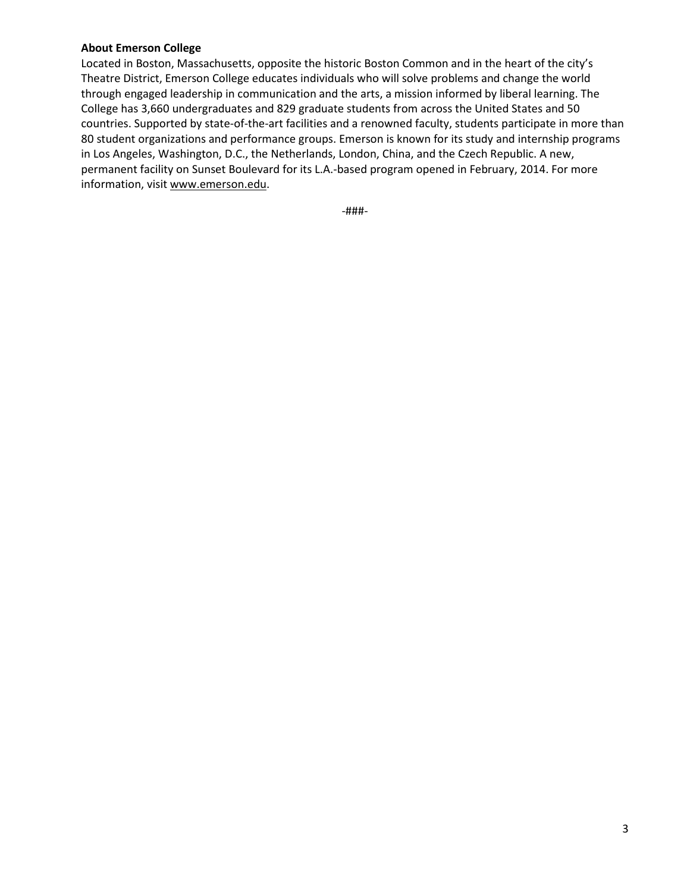**About Emerson College**

Located in Boston, Massachusetts, opposite the historic Boston Common and in the heart of the city's Theatre District, Emerson College educates individuals who will solve problems and change the world through engaged leadership in communication and the arts, a mission informed by liberal learning. The College has 3,660 undergraduates and 829 graduate students from across the United States and 50 countries. Supported by state-of-the-art facilities and a renowned faculty, students participate in more than 80 student organizations and performance groups. Emerson is known for its study and internship programs in Los Angeles, Washington, D.C., the Netherlands, London, China, and the Czech Republic. A new, permanent facility on Sunset Boulevard for its L.A.-based program opened in February, 2014. For more information, visit www.emerson.edu.

-###-